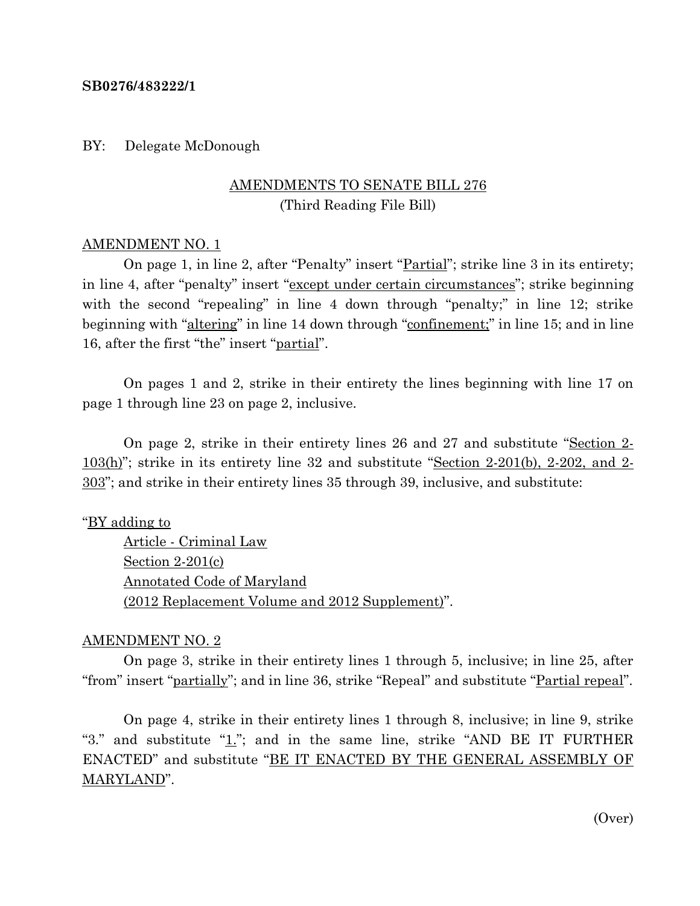**SB0276/483222/1**

BY: Delegate McDonough

AMENDMENTS TO SENATE BILL 276
(Third Reading File Bill)

AMENDMENT NO. 1

On page 1, in line 2, after "Penalty" insert "Partial"; strike line 3 in its entirety; in line 4, after "penalty" insert "except under certain circumstances"; strike beginning with the second "repealing" in line 4 down through "penalty;" in line 12; strike beginning with "altering" in line 14 down through "confinement;" in line 15; and in line 16, after the first "the" insert "partial".

On pages 1 and 2, strike in their entirety the lines beginning with line 17 on page 1 through line 23 on page 2, inclusive.

On page 2, strike in their entirety lines 26 and 27 and substitute "Section 2-103(h)"; strike in its entirety line 32 and substitute "Section 2-201(b), 2-202, and 2-303"; and strike in their entirety lines 35 through 39, inclusive, and substitute:

"BY adding to
Article - Criminal Law
Section 2-201(c)
Annotated Code of Maryland
(2012 Replacement Volume and 2012 Supplement)".

AMENDMENT NO. 2

On page 3, strike in their entirety lines 1 through 5, inclusive; in line 25, after "from" insert "partially"; and in line 36, strike "Repeal" and substitute "Partial repeal".

On page 4, strike in their entirety lines 1 through 8, inclusive; in line 9, strike "3." and substitute "1."; and in the same line, strike "AND BE IT FURTHER ENACTED" and substitute "BE IT ENACTED BY THE GENERAL ASSEMBLY OF MARYLAND".

(Over)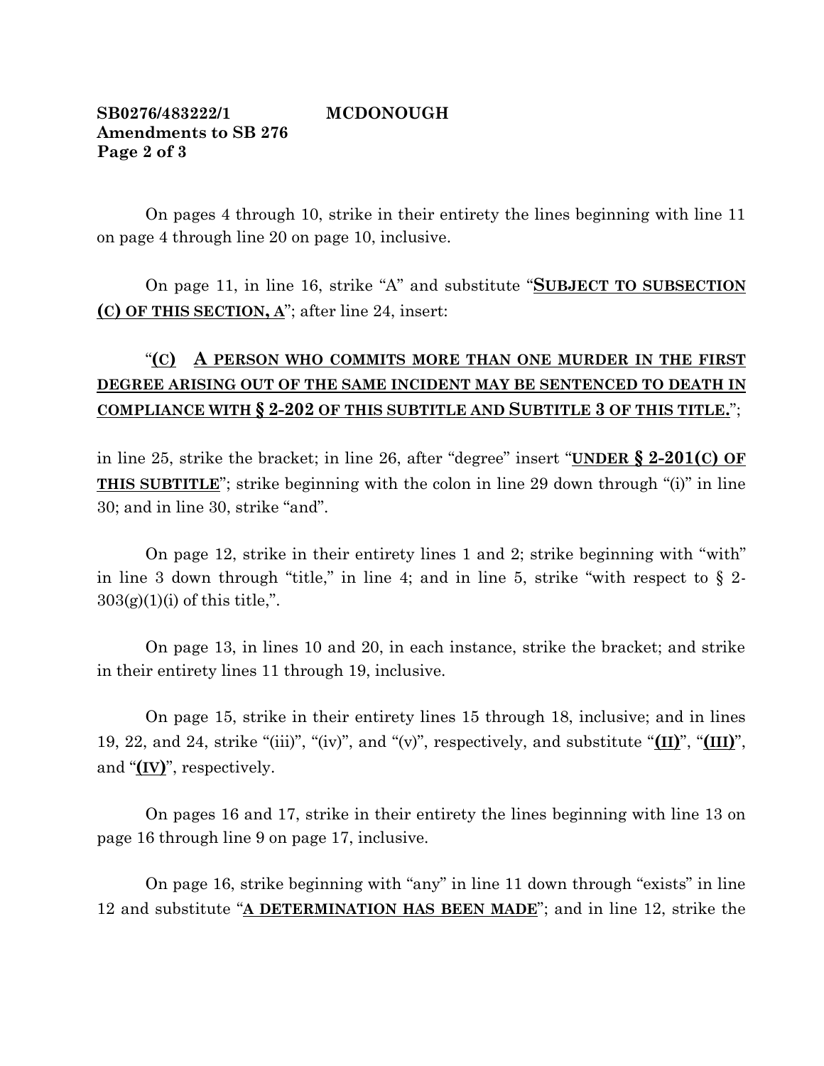On pages 4 through 10, strike in their entirety the lines beginning with line 11 on page 4 through line 20 on page 10, inclusive.

On page 11, in line 16, strike "A" and substitute "**SUBJECT TO SUBSECTION (C) OF THIS SECTION, A**"; after line 24, insert:

"**(C) A PERSON WHO COMMITS MORE THAN ONE MURDER IN THE FIRST DEGREE ARISING OUT OF THE SAME INCIDENT MAY BE SENTENCED TO DEATH IN COMPLIANCE WITH § 2-202 OF THIS SUBTITLE AND SUBTITLE 3 OF THIS TITLE.**";

in line 25, strike the bracket; in line 26, after "degree" insert "**UNDER § 2-201(C) OF THIS SUBTITLE**"; strike beginning with the colon in line 29 down through "(i)" in line 30; and in line 30, strike "and".

On page 12, strike in their entirety lines 1 and 2; strike beginning with "with" in line 3 down through "title," in line 4; and in line 5, strike "with respect to § 2-303(g)(1)(i) of this title,".

On page 13, in lines 10 and 20, in each instance, strike the bracket; and strike in their entirety lines 11 through 19, inclusive.

On page 15, strike in their entirety lines 15 through 18, inclusive; and in lines 19, 22, and 24, strike "(iii)", "(iv)", and "(v)", respectively, and substitute "**(II)**", "**(III)**", and "**(IV)**", respectively.

On pages 16 and 17, strike in their entirety the lines beginning with line 13 on page 16 through line 9 on page 17, inclusive.

On page 16, strike beginning with "any" in line 11 down through "exists" in line 12 and substitute "**A DETERMINATION HAS BEEN MADE**"; and in line 12, strike the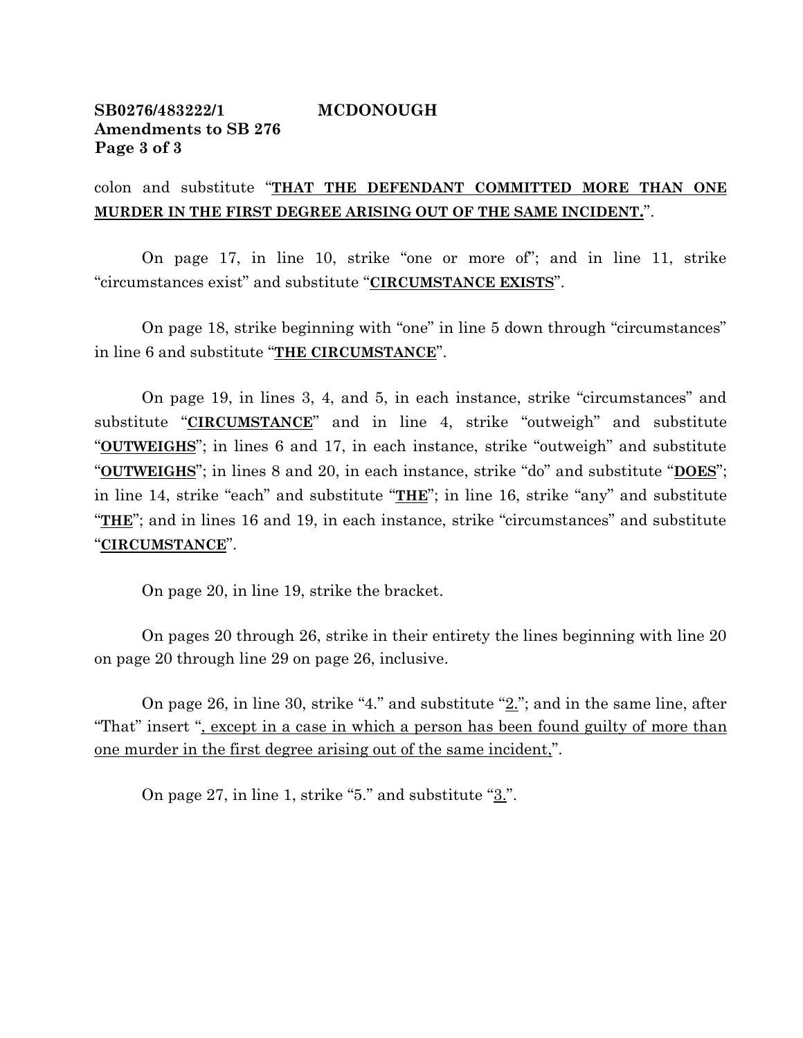colon and substitute "**<u>THAT THE DEFENDANT COMMITTED MORE THAN ONE MURDER IN THE FIRST DEGREE ARISING OUT OF THE SAME INCIDENT.</u>**".

On page 17, in line 10, strike "one or more of"; and in line 11, strike "circumstances exist" and substitute "**<u>CIRCUMSTANCE EXISTS</u>**".

On page 18, strike beginning with "one" in line 5 down through "circumstances" in line 6 and substitute "**<u>THE CIRCUMSTANCE</u>**".

On page 19, in lines 3, 4, and 5, in each instance, strike "circumstances" and substitute "**<u>CIRCUMSTANCE</u>**" and in line 4, strike "outweigh" and substitute "**<u>OUTWEIGHS</u>**"; in lines 6 and 17, in each instance, strike "outweigh" and substitute "**<u>OUTWEIGHS</u>**"; in lines 8 and 20, in each instance, strike "do" and substitute "**<u>DOES</u>**"; in line 14, strike "each" and substitute "**<u>THE</u>**"; in line 16, strike "any" and substitute "**<u>THE</u>**"; and in lines 16 and 19, in each instance, strike "circumstances" and substitute "**<u>CIRCUMSTANCE</u>**".

On page 20, in line 19, strike the bracket.

On pages 20 through 26, strike in their entirety the lines beginning with line 20 on page 20 through line 29 on page 26, inclusive.

On page 26, in line 30, strike "4." and substitute "<u>2.</u>"; and in the same line, after "That" insert "<u>, except in a case in which a person has been found guilty of more than one murder in the first degree arising out of the same incident,</u>".

On page 27, in line 1, strike "5." and substitute "<u>3.</u>".